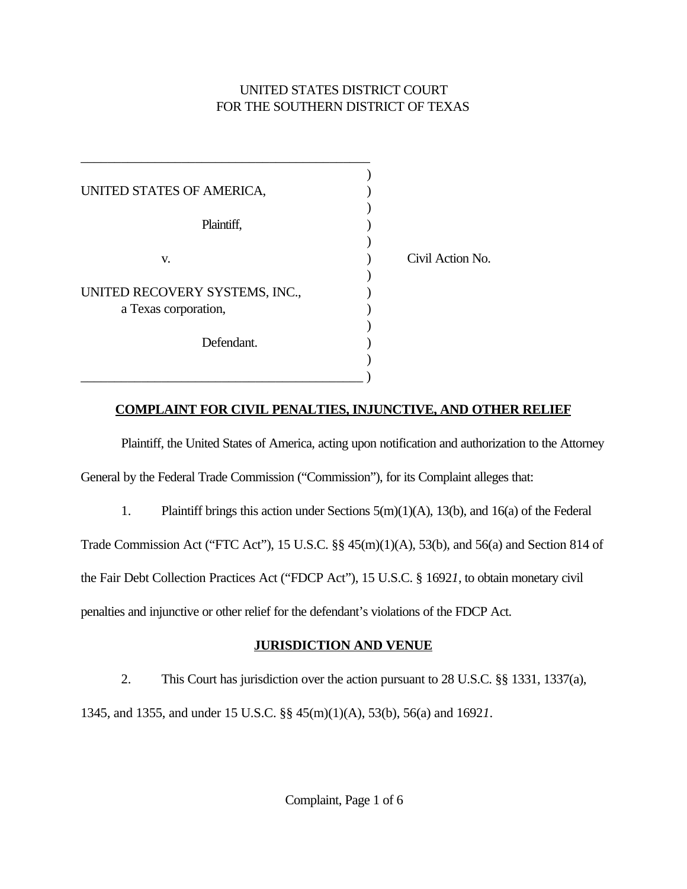UNITED STATES DISTRICT COURT
FOR THE SOUTHERN DISTRICT OF TEXAS

UNITED STATES OF AMERICA,

Plaintiff,

v.

UNITED RECOVERY SYSTEMS, INC.,
a Texas corporation,

Defendant.

Civil Action No.

## COMPLAINT FOR CIVIL PENALTIES, INJUNCTIVE, AND OTHER RELIEF

Plaintiff, the United States of America, acting upon notification and authorization to the Attorney General by the Federal Trade Commission ("Commission"), for its Complaint alleges that:

1. Plaintiff brings this action under Sections 5(m)(1)(A), 13(b), and 16(a) of the Federal Trade Commission Act ("FTC Act"), 15 U.S.C. §§ 45(m)(1)(A), 53(b), and 56(a) and Section 814 of the Fair Debt Collection Practices Act ("FDCP Act"), 15 U.S.C. § 1692*l*, to obtain monetary civil penalties and injunctive or other relief for the defendant's violations of the FDCP Act.

## JURISDICTION AND VENUE

2. This Court has jurisdiction over the action pursuant to 28 U.S.C. §§ 1331, 1337(a), 1345, and 1355, and under 15 U.S.C. §§ 45(m)(1)(A), 53(b), 56(a) and 1692*l*.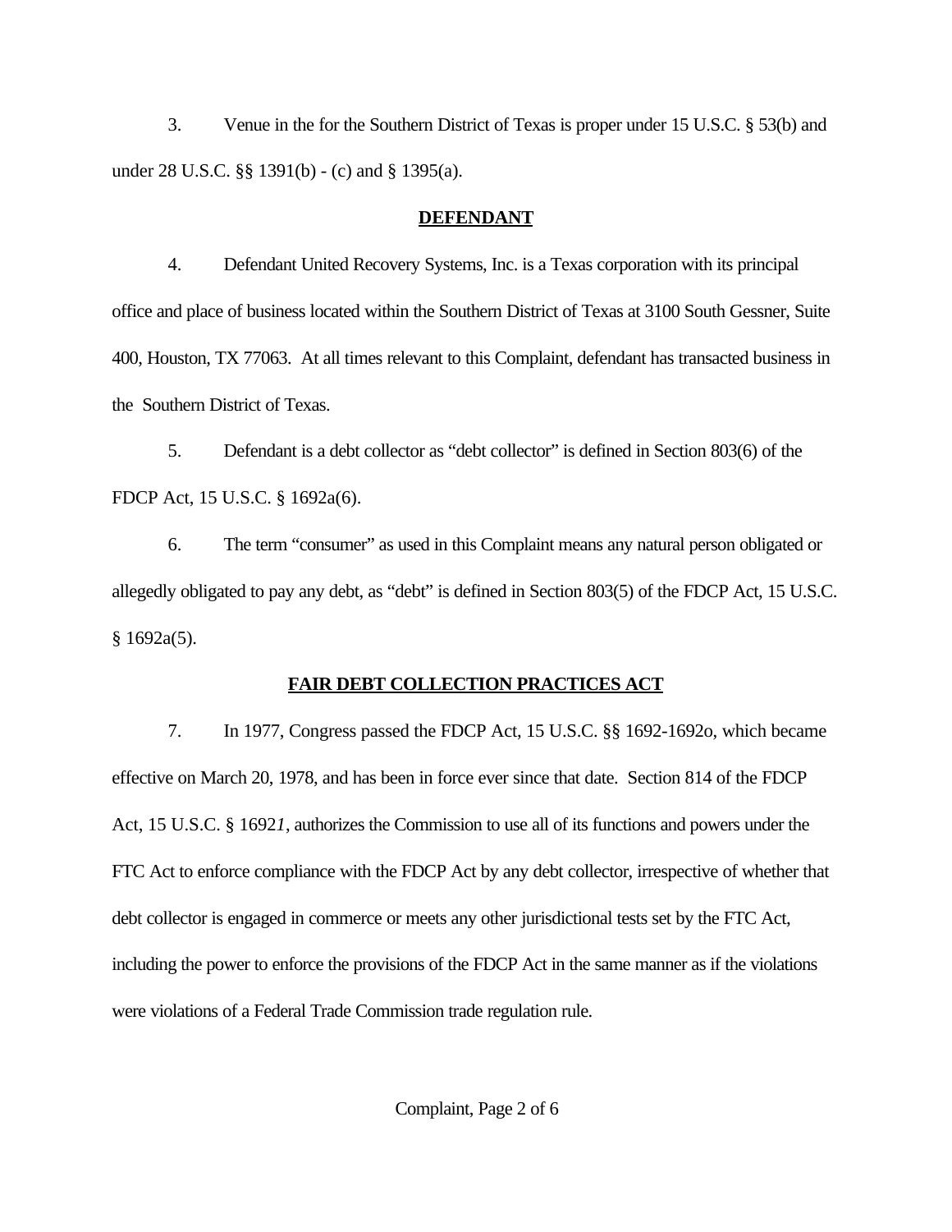3. Venue in the for the Southern District of Texas is proper under 15 U.S.C. § 53(b) and under 28 U.S.C. §§ 1391(b) - (c) and § 1395(a).

**DEFENDANT**

4. Defendant United Recovery Systems, Inc. is a Texas corporation with its principal office and place of business located within the Southern District of Texas at 3100 South Gessner, Suite 400, Houston, TX 77063. At all times relevant to this Complaint, defendant has transacted business in the Southern District of Texas.

5. Defendant is a debt collector as "debt collector" is defined in Section 803(6) of the FDCP Act, 15 U.S.C. § 1692a(6).

6. The term "consumer" as used in this Complaint means any natural person obligated or allegedly obligated to pay any debt, as "debt" is defined in Section 803(5) of the FDCP Act, 15 U.S.C. § 1692a(5).

**FAIR DEBT COLLECTION PRACTICES ACT**

7. In 1977, Congress passed the FDCP Act, 15 U.S.C. §§ 1692-1692o, which became effective on March 20, 1978, and has been in force ever since that date. Section 814 of the FDCP Act, 15 U.S.C. § 1692*l*, authorizes the Commission to use all of its functions and powers under the FTC Act to enforce compliance with the FDCP Act by any debt collector, irrespective of whether that debt collector is engaged in commerce or meets any other jurisdictional tests set by the FTC Act, including the power to enforce the provisions of the FDCP Act in the same manner as if the violations were violations of a Federal Trade Commission trade regulation rule.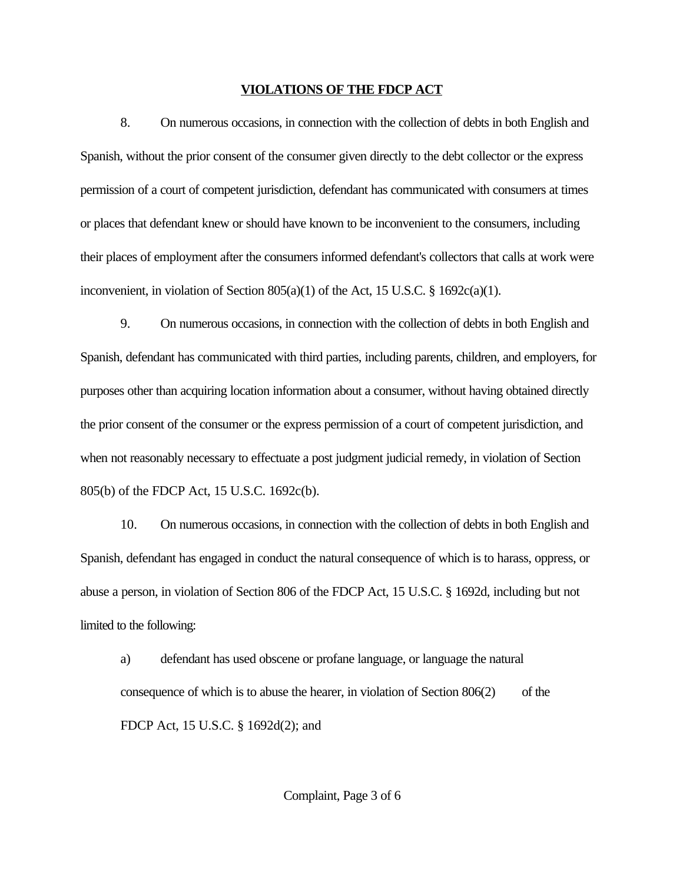## VIOLATIONS OF THE FDCP ACT

8. On numerous occasions, in connection with the collection of debts in both English and Spanish, without the prior consent of the consumer given directly to the debt collector or the express permission of a court of competent jurisdiction, defendant has communicated with consumers at times or places that defendant knew or should have known to be inconvenient to the consumers, including their places of employment after the consumers informed defendant's collectors that calls at work were inconvenient, in violation of Section 805(a)(1) of the Act, 15 U.S.C. § 1692c(a)(1).

9. On numerous occasions, in connection with the collection of debts in both English and Spanish, defendant has communicated with third parties, including parents, children, and employers, for purposes other than acquiring location information about a consumer, without having obtained directly the prior consent of the consumer or the express permission of a court of competent jurisdiction, and when not reasonably necessary to effectuate a post judgment judicial remedy, in violation of Section 805(b) of the FDCP Act, 15 U.S.C. 1692c(b).

10. On numerous occasions, in connection with the collection of debts in both English and Spanish, defendant has engaged in conduct the natural consequence of which is to harass, oppress, or abuse a person, in violation of Section 806 of the FDCP Act, 15 U.S.C. § 1692d, including but not limited to the following:

a) defendant has used obscene or profane language, or language the natural consequence of which is to abuse the hearer, in violation of Section 806(2) of the FDCP Act, 15 U.S.C. § 1692d(2); and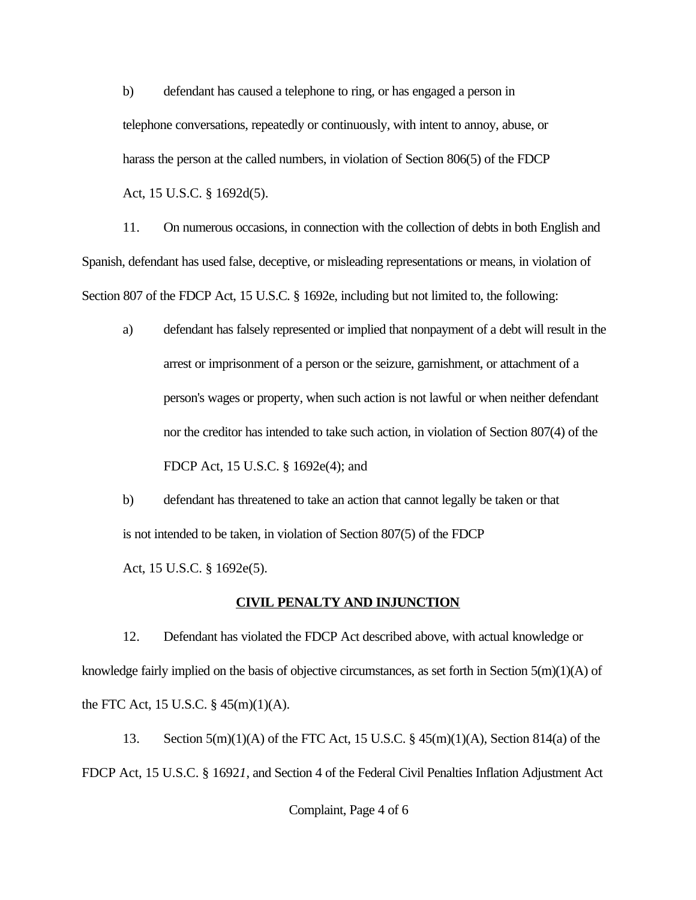b) defendant has caused a telephone to ring, or has engaged a person in telephone conversations, repeatedly or continuously, with intent to annoy, abuse, or harass the person at the called numbers, in violation of Section 806(5) of the FDCP Act, 15 U.S.C. § 1692d(5).

11. On numerous occasions, in connection with the collection of debts in both English and Spanish, defendant has used false, deceptive, or misleading representations or means, in violation of Section 807 of the FDCP Act, 15 U.S.C. § 1692e, including but not limited to, the following:

a) defendant has falsely represented or implied that nonpayment of a debt will result in the arrest or imprisonment of a person or the seizure, garnishment, or attachment of a person's wages or property, when such action is not lawful or when neither defendant nor the creditor has intended to take such action, in violation of Section 807(4) of the FDCP Act, 15 U.S.C. § 1692e(4); and

b) defendant has threatened to take an action that cannot legally be taken or that is not intended to be taken, in violation of Section 807(5) of the FDCP Act, 15 U.S.C. § 1692e(5).

**CIVIL PENALTY AND INJUNCTION**

12. Defendant has violated the FDCP Act described above, with actual knowledge or knowledge fairly implied on the basis of objective circumstances, as set forth in Section 5(m)(1)(A) of the FTC Act, 15 U.S.C. § 45(m)(1)(A).

13. Section 5(m)(1)(A) of the FTC Act, 15 U.S.C. § 45(m)(1)(A), Section 814(a) of the FDCP Act, 15 U.S.C. § 1692*l*, and Section 4 of the Federal Civil Penalties Inflation Adjustment Act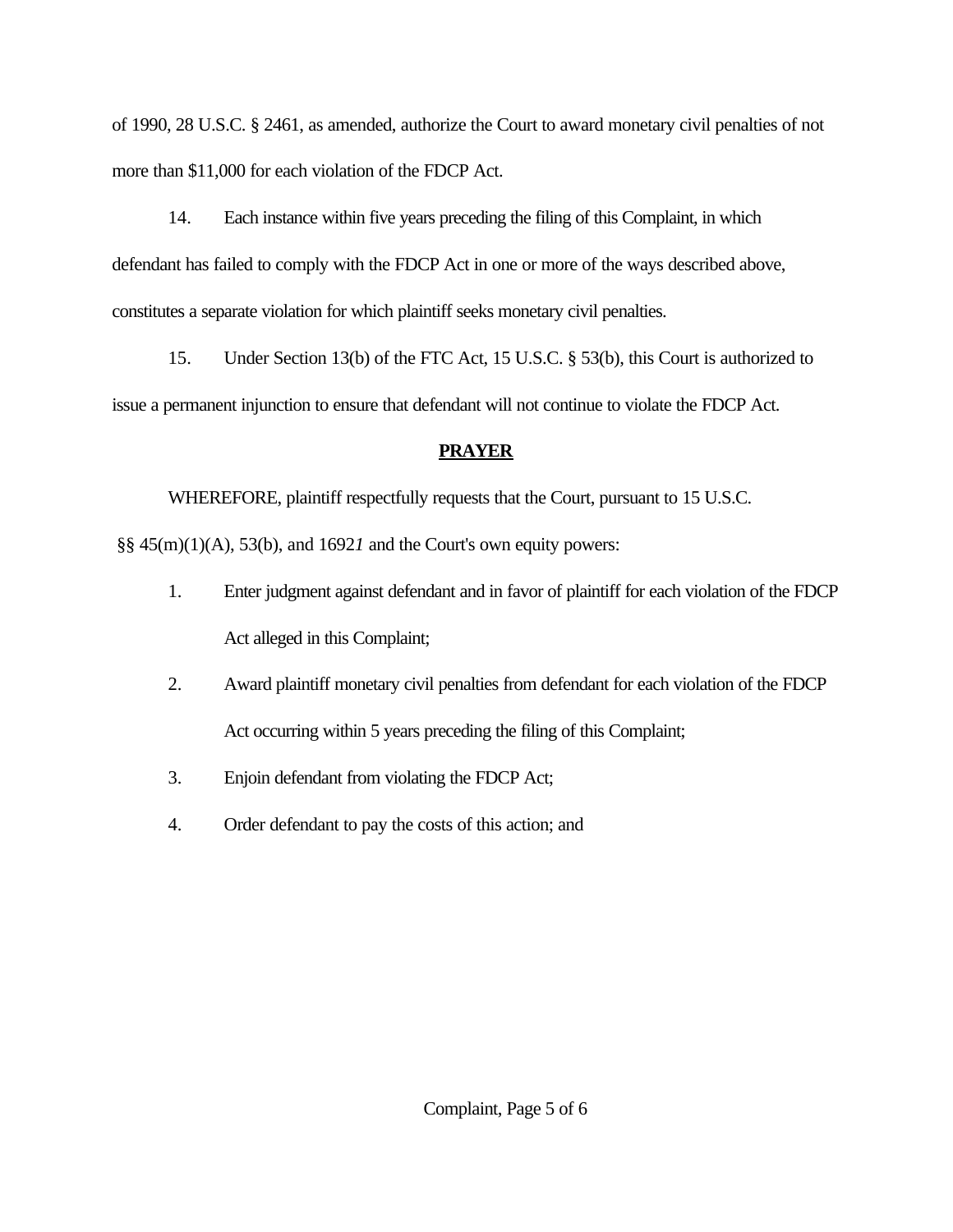of 1990, 28 U.S.C. § 2461, as amended, authorize the Court to award monetary civil penalties of not more than $11,000 for each violation of the FDCP Act.

14. Each instance within five years preceding the filing of this Complaint, in which defendant has failed to comply with the FDCP Act in one or more of the ways described above, constitutes a separate violation for which plaintiff seeks monetary civil penalties.

15. Under Section 13(b) of the FTC Act, 15 U.S.C. § 53(b), this Court is authorized to issue a permanent injunction to ensure that defendant will not continue to violate the FDCP Act.

**PRAYER**

WHEREFORE, plaintiff respectfully requests that the Court, pursuant to 15 U.S.C. §§ 45(m)(1)(A), 53(b), and 1692*l* and the Court's own equity powers:

1. Enter judgment against defendant and in favor of plaintiff for each violation of the FDCP Act alleged in this Complaint;
2. Award plaintiff monetary civil penalties from defendant for each violation of the FDCP Act occurring within 5 years preceding the filing of this Complaint;
3. Enjoin defendant from violating the FDCP Act;
4. Order defendant to pay the costs of this action; and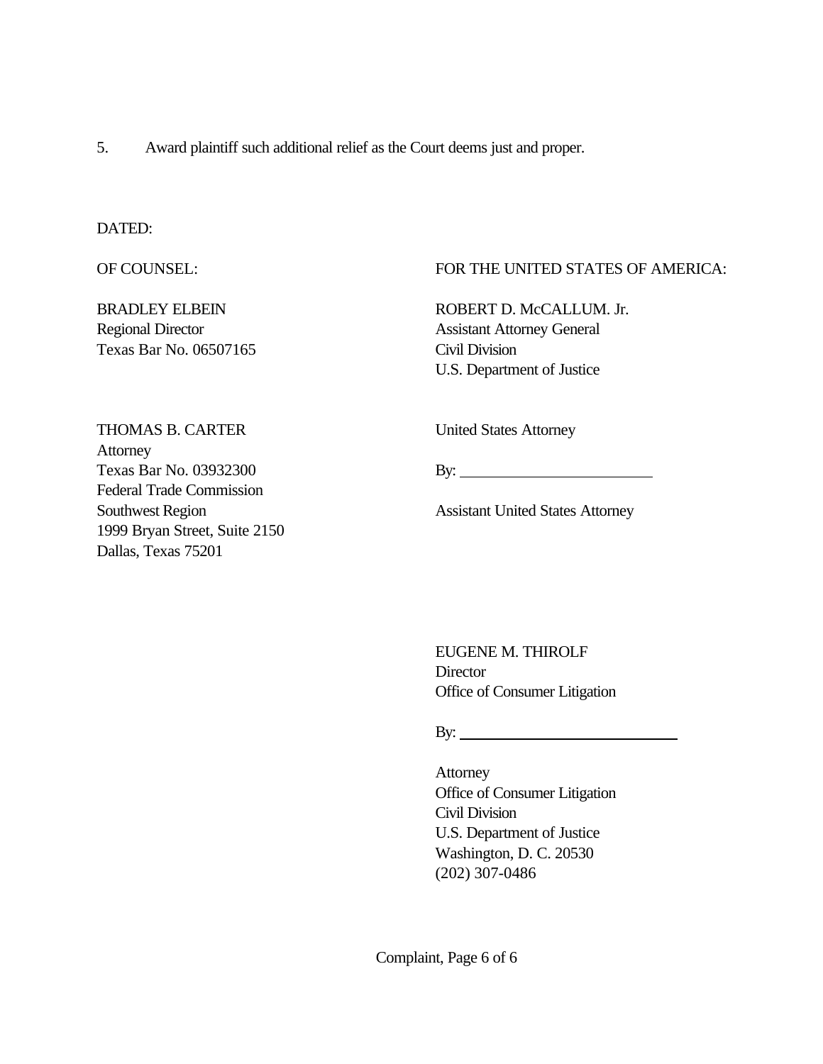5. Award plaintiff such additional relief as the Court deems just and proper.

DATED:

OF COUNSEL:

BRADLEY ELBEIN
Regional Director
Texas Bar No. 06507165

THOMAS B. CARTER
Attorney
Texas Bar No. 03932300
Federal Trade Commission
Southwest Region
1999 Bryan Street, Suite 2150
Dallas, Texas 75201

FOR THE UNITED STATES OF AMERICA:

ROBERT D. McCALLUM. Jr.
Assistant Attorney General
Civil Division
U.S. Department of Justice

United States Attorney

By: ________________________

Assistant United States Attorney

EUGENE M. THIROLF
Director
Office of Consumer Litigation

By: ____________________________

Attorney
Office of Consumer Litigation
Civil Division
U.S. Department of Justice
Washington, D. C. 20530
(202) 307-0486